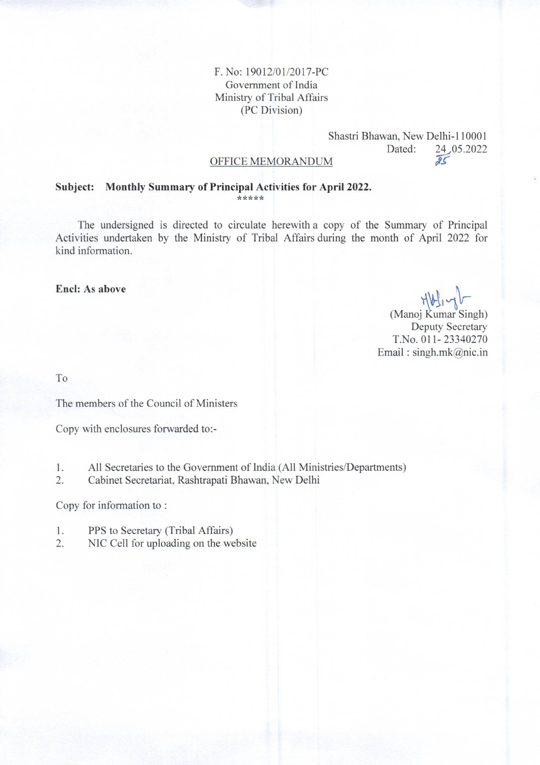F. No: 19012/01/2017-PC
Government of India
Ministry of Tribal Affairs
(PC Division)

Shastri Bhawan, New Delhi-110001
Dated: 24.05.2022
25

OFFICE MEMORANDUM

**Subject: Monthly Summary of Principal Activities for April 2022.**

*****

The undersigned is directed to circulate herewith a copy of the Summary of Principal Activities undertaken by the Ministry of Tribal Affairs during the month of April 2022 for kind information.

**Encl: As above**

(Manoj Kumar Singh)
Deputy Secretary
T.No. 011- 23340270
Email : singh.mk@nic.in

To

The members of the Council of Ministers

Copy with enclosures forwarded to:-

1. All Secretaries to the Government of India (All Ministries/Departments)
2. Cabinet Secretariat, Rashtrapati Bhawan, New Delhi

Copy for information to :

1. PPS to Secretary (Tribal Affairs)
2. NIC Cell for uploading on the website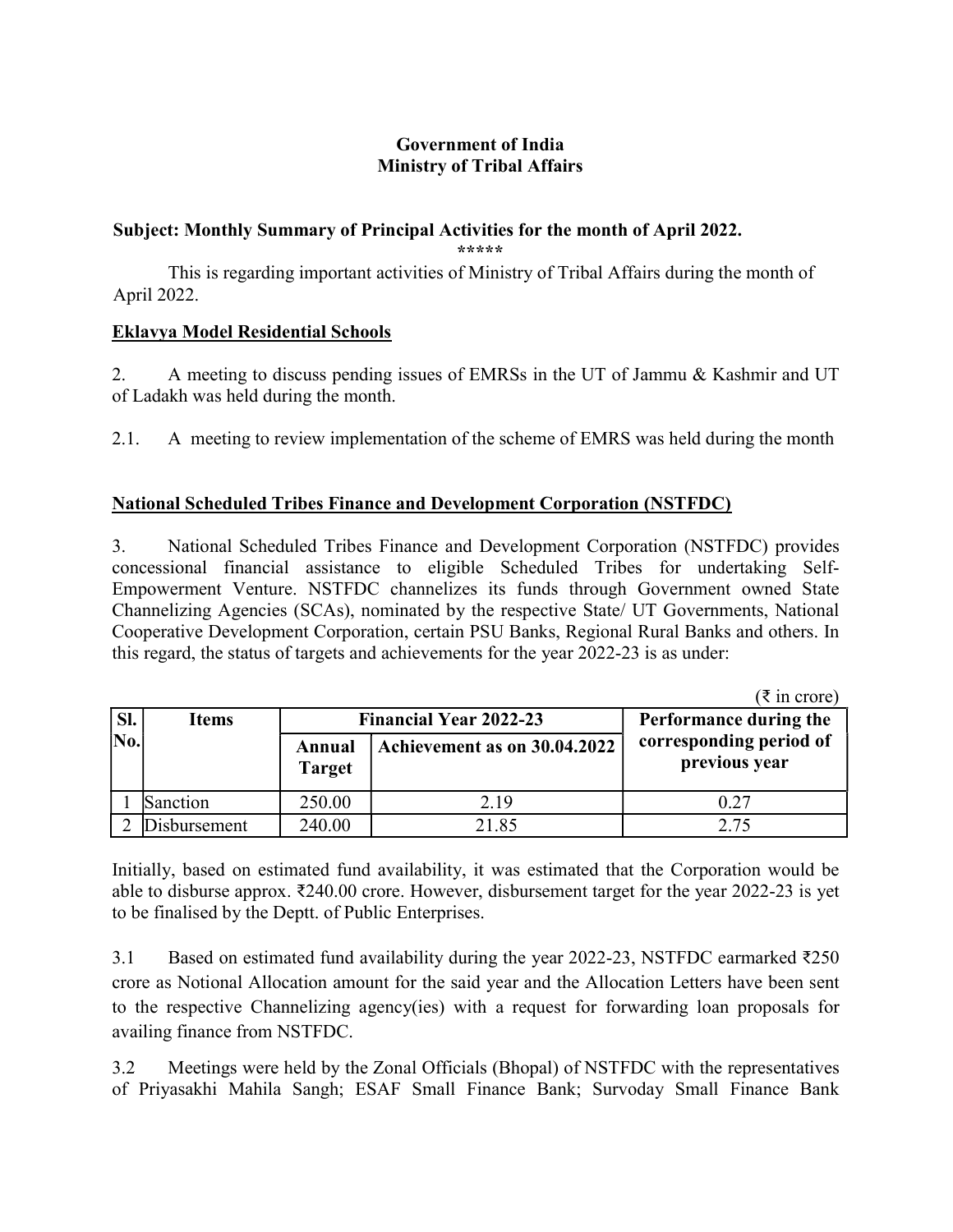**Government of India**
**Ministry of Tribal Affairs**

**Subject: Monthly Summary of Principal Activities for the month of April 2022.**

\*\*\*\*\*

This is regarding important activities of Ministry of Tribal Affairs during the month of April 2022.

**Eklavya Model Residential Schools**

2. A meeting to discuss pending issues of EMRSs in the UT of Jammu & Kashmir and UT of Ladakh was held during the month.

2.1. A meeting to review implementation of the scheme of EMRS was held during the month

**National Scheduled Tribes Finance and Development Corporation (NSTFDC)**

3. National Scheduled Tribes Finance and Development Corporation (NSTFDC) provides concessional financial assistance to eligible Scheduled Tribes for undertaking Self-Empowerment Venture. NSTFDC channelizes its funds through Government owned State Channelizing Agencies (SCAs), nominated by the respective State/ UT Governments, National Cooperative Development Corporation, certain PSU Banks, Regional Rural Banks and others. In this regard, the status of targets and achievements for the year 2022-23 is as under:

(₹ in crore)

| Sl. No. | Items | Financial Year 2022-23 | | Performance during the corresponding period of previous year |
|---|---|---|---|---|
| | | Annual Target | Achievement as on 30.04.2022 | |
| 1 | Sanction | 250.00 | 2.19 | 0.27 |
| 2 | Disbursement | 240.00 | 21.85 | 2.75 |

Initially, based on estimated fund availability, it was estimated that the Corporation would be able to disburse approx. ₹240.00 crore. However, disbursement target for the year 2022-23 is yet to be finalised by the Deptt. of Public Enterprises.

3.1 Based on estimated fund availability during the year 2022-23, NSTFDC earmarked ₹250 crore as Notional Allocation amount for the said year and the Allocation Letters have been sent to the respective Channelizing agency(ies) with a request for forwarding loan proposals for availing finance from NSTFDC.

3.2 Meetings were held by the Zonal Officials (Bhopal) of NSTFDC with the representatives of Priyasakhi Mahila Sangh; ESAF Small Finance Bank; Survoday Small Finance Bank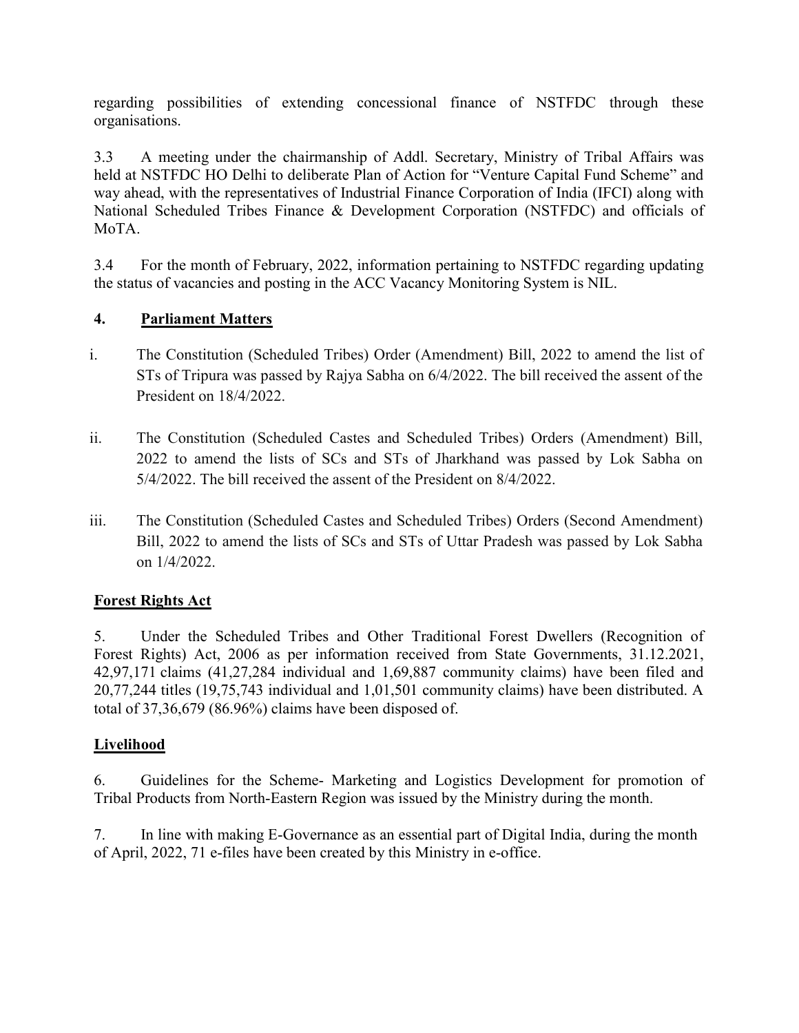regarding possibilities of extending concessional finance of NSTFDC through these organisations.

3.3 A meeting under the chairmanship of Addl. Secretary, Ministry of Tribal Affairs was held at NSTFDC HO Delhi to deliberate Plan of Action for "Venture Capital Fund Scheme" and way ahead, with the representatives of Industrial Finance Corporation of India (IFCI) along with National Scheduled Tribes Finance & Development Corporation (NSTFDC) and officials of MoTA.

3.4 For the month of February, 2022, information pertaining to NSTFDC regarding updating the status of vacancies and posting in the ACC Vacancy Monitoring System is NIL.

## 4. Parliament Matters

i. The Constitution (Scheduled Tribes) Order (Amendment) Bill, 2022 to amend the list of STs of Tripura was passed by Rajya Sabha on 6/4/2022. The bill received the assent of the President on 18/4/2022.

ii. The Constitution (Scheduled Castes and Scheduled Tribes) Orders (Amendment) Bill, 2022 to amend the lists of SCs and STs of Jharkhand was passed by Lok Sabha on 5/4/2022. The bill received the assent of the President on 8/4/2022.

iii. The Constitution (Scheduled Castes and Scheduled Tribes) Orders (Second Amendment) Bill, 2022 to amend the lists of SCs and STs of Uttar Pradesh was passed by Lok Sabha on 1/4/2022.

## Forest Rights Act

5. Under the Scheduled Tribes and Other Traditional Forest Dwellers (Recognition of Forest Rights) Act, 2006 as per information received from State Governments, 31.12.2021, 42,97,171 claims (41,27,284 individual and 1,69,887 community claims) have been filed and 20,77,244 titles (19,75,743 individual and 1,01,501 community claims) have been distributed. A total of 37,36,679 (86.96%) claims have been disposed of.

## Livelihood

6. Guidelines for the Scheme- Marketing and Logistics Development for promotion of Tribal Products from North-Eastern Region was issued by the Ministry during the month.

7. In line with making E-Governance as an essential part of Digital India, during the month of April, 2022, 71 e-files have been created by this Ministry in e-office.